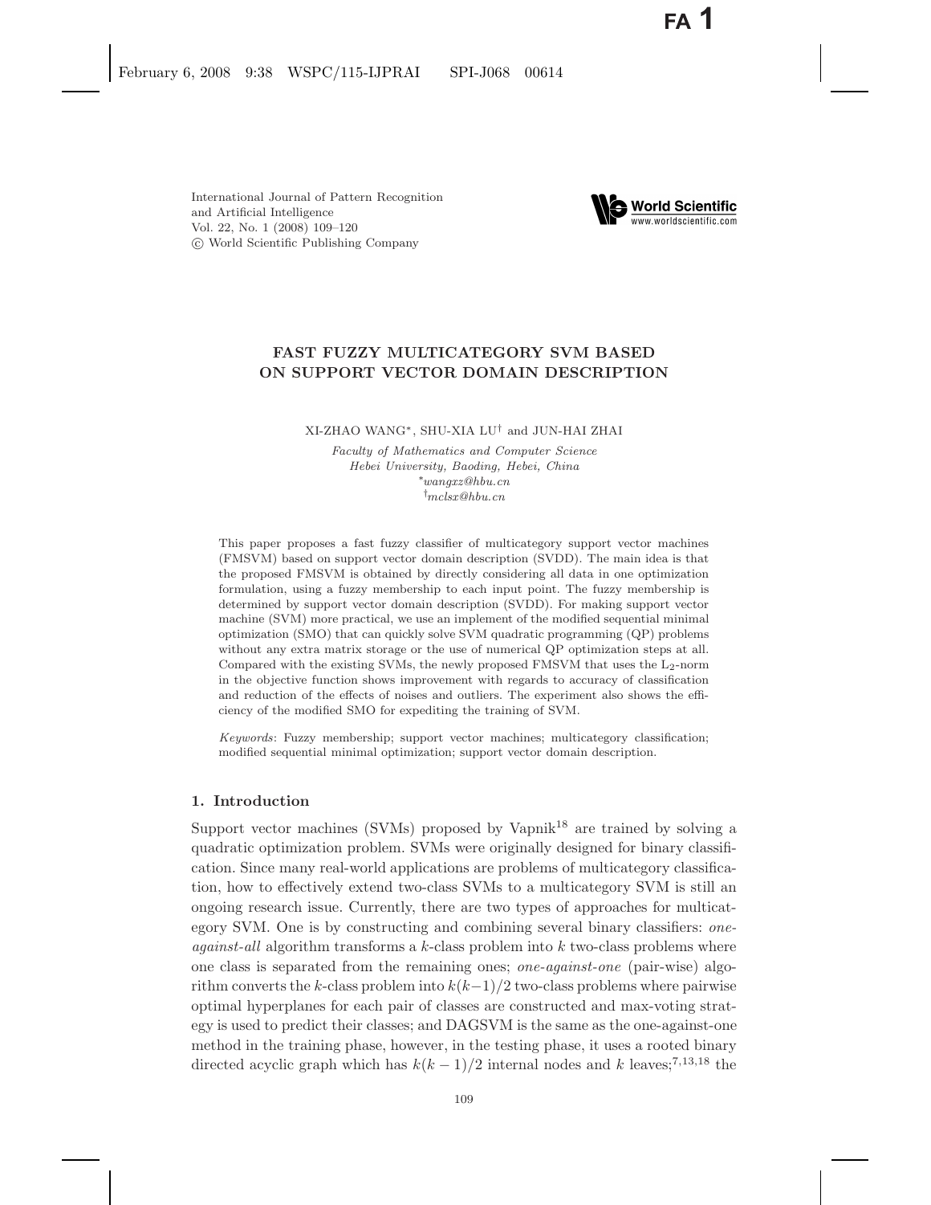# FAST FUZZY MULTICATEGORY SVM BASED ON SUPPORT VECTOR DOMAIN DESCRIPTION

XI-ZHAO WANG[*], SHU-XIA LU[†] and JUN-HAI ZHAI

*Faculty of Mathematics and Computer Science*
*Hebei University, Baoding, Hebei, China*
[*]*wangxz@hbu.cn*
[†]*mclsx@hbu.cn*

This paper proposes a fast fuzzy classifier of multicategory support vector machines (FMSVM) based on support vector domain description (SVDD). The main idea is that the proposed FMSVM is obtained by directly considering all data in one optimization formulation, using a fuzzy membership to each input point. The fuzzy membership is determined by support vector domain description (SVDD). For making support vector machine (SVM) more practical, we use an implement of the modified sequential minimal optimization (SMO) that can quickly solve SVM quadratic programming (QP) problems without any extra matrix storage or the use of numerical QP optimization steps at all. Compared with the existing SVMs, the newly proposed FMSVM that uses the $L_2$-norm in the objective function shows improvement with regards to accuracy of classification and reduction of the effects of noises and outliers. The experiment also shows the efficiency of the modified SMO for expediting the training of SVM.

*Keywords*: Fuzzy membership; support vector machines; multicategory classification; modified sequential minimal optimization; support vector domain description.

## 1. Introduction

Support vector machines (SVMs) proposed by Vapnik[18] are trained by solving a quadratic optimization problem. SVMs were originally designed for binary classification. Since many real-world applications are problems of multicategory classification, how to effectively extend two-class SVMs to a multicategory SVM is still an ongoing research issue. Currently, there are two types of approaches for multicategory SVM. One is by constructing and combining several binary classifiers: *one-against-all* algorithm transforms a $k$-class problem into $k$ two-class problems where one class is separated from the remaining ones; *one-against-one* (pair-wise) algorithm converts the $k$-class problem into $k(k-1)/2$ two-class problems where pairwise optimal hyperplanes for each pair of classes are constructed and max-voting strategy is used to predict their classes; and DAGSVM is the same as the one-against-one method in the training phase, however, in the testing phase, it uses a rooted binary directed acyclic graph which has $k(k-1)/2$ internal nodes and $k$ leaves;[7,13,18] the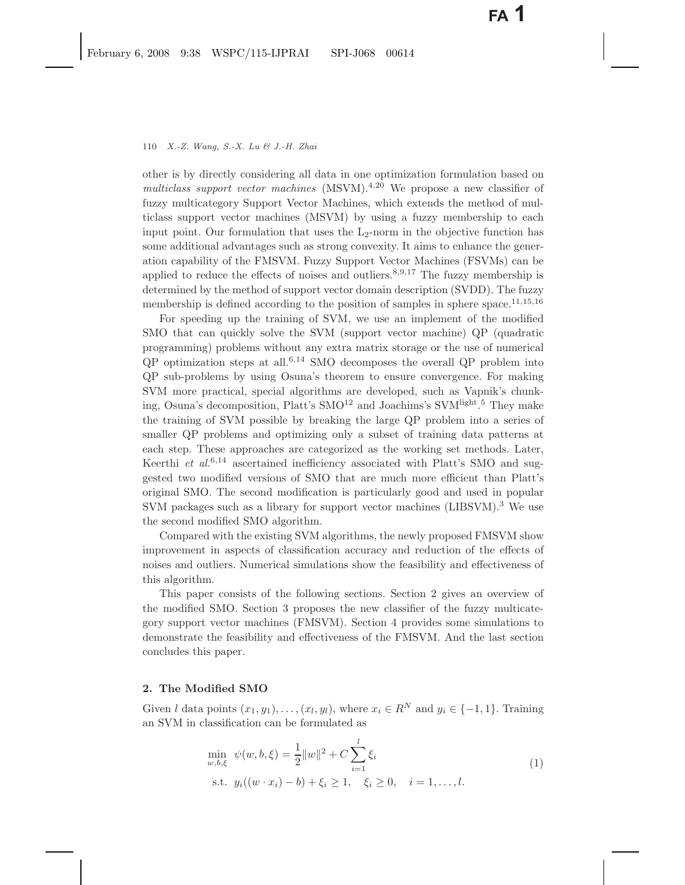other is by directly considering all data in one optimization formulation based on *multiclass support vector machines* (MSVM).[4,20] We propose a new classifier of fuzzy multicategory Support Vector Machines, which extends the method of multiclass support vector machines (MSVM) by using a fuzzy membership to each input point. Our formulation that uses the $L_2$-norm in the objective function has some additional advantages such as strong convexity. It aims to enhance the generation capability of the FMSVM. Fuzzy Support Vector Machines (FSVMs) can be applied to reduce the effects of noises and outliers.[8,9,17] The fuzzy membership is determined by the method of support vector domain description (SVDD). The fuzzy membership is defined according to the position of samples in sphere space.[11,15,16]

For speeding up the training of SVM, we use an implement of the modified SMO that can quickly solve the SVM (support vector machine) QP (quadratic programming) problems without any extra matrix storage or the use of numerical QP optimization steps at all.[6,14] SMO decomposes the overall QP problem into QP sub-problems by using Osuna's theorem to ensure convergence. For making SVM more practical, special algorithms are developed, such as Vapnik's chunking, Osuna's decomposition, Platt's SMO[12] and Joachims's SVM$^{\text{light}}$.[5] They make the training of SVM possible by breaking the large QP problem into a series of smaller QP problems and optimizing only a subset of training data patterns at each step. These approaches are categorized as the working set methods. Later, Keerthi *et al.*[6,14] ascertained inefficiency associated with Platt's SMO and suggested two modified versions of SMO that are much more efficient than Platt's original SMO. The second modification is particularly good and used in popular SVM packages such as a library for support vector machines (LIBSVM).[3] We use the second modified SMO algorithm.

Compared with the existing SVM algorithms, the newly proposed FMSVM show improvement in aspects of classification accuracy and reduction of the effects of noises and outliers. Numerical simulations show the feasibility and effectiveness of this algorithm.

This paper consists of the following sections. Section 2 gives an overview of the modified SMO. Section 3 proposes the new classifier of the fuzzy multicategory support vector machines (FMSVM). Section 4 provides some simulations to demonstrate the feasibility and effectiveness of the FMSVM. And the last section concludes this paper.

## 2. The Modified SMO

Given $l$ data points $(x_1, y_1), \ldots, (x_l, y_l)$, where $x_i \in R^N$ and $y_i \in \{-1, 1\}$. Training an SVM in classification can be formulated as

$$\begin{aligned}
&\min_{w,b,\xi} \ \psi(w, b, \xi) = \frac{1}{2}\|w\|^2 + C\sum_{i=1}^{l} \xi_i \\
&\text{s.t.} \ \ y_i((w \cdot x_i) - b) + \xi_i \geq 1, \quad \xi_i \geq 0, \quad i = 1, \ldots, l.
\end{aligned} \tag{1}$$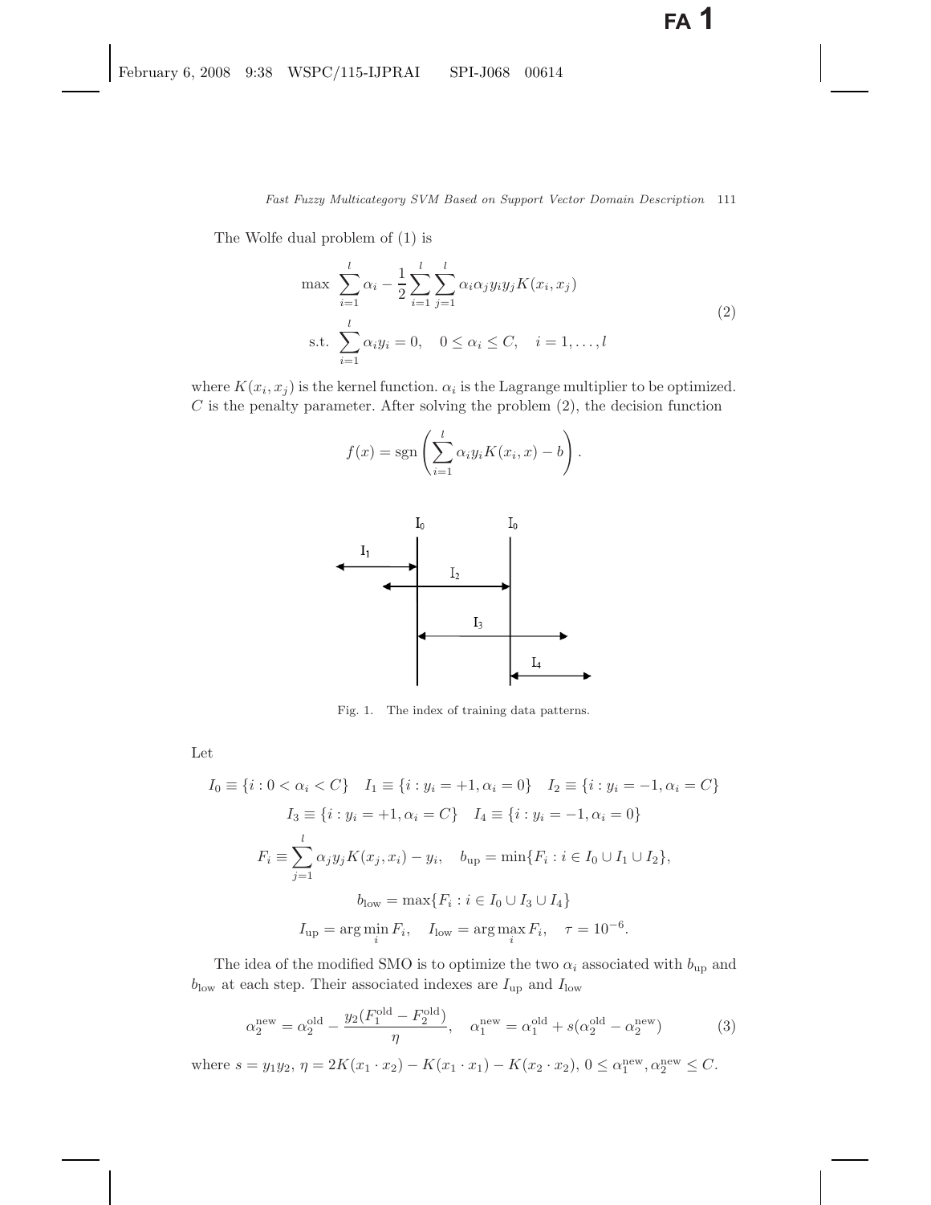The Wolfe dual problem of (1) is

$$
\begin{aligned}
\max \quad & \sum_{i=1}^{l} \alpha_i - \frac{1}{2}\sum_{i=1}^{l}\sum_{j=1}^{l} \alpha_i \alpha_j y_i y_j K(x_i, x_j) \\
\text{s.t.} \quad & \sum_{i=1}^{l} \alpha_i y_i = 0, \quad 0 \le \alpha_i \le C, \quad i = 1, \ldots, l
\end{aligned}
\tag{2}
$$

where $K(x_i, x_j)$ is the kernel function. $\alpha_i$ is the Lagrange multiplier to be optimized. $C$ is the penalty parameter. After solving the problem (2), the decision function

$$
f(x) = \operatorname{sgn}\left(\sum_{i=1}^{l} \alpha_i y_i K(x_i, x) - b\right).
$$

Fig. 1. The index of training data patterns.

Let

$$
I_0 \equiv \{i : 0 < \alpha_i < C\} \quad I_1 \equiv \{i : y_i = +1, \alpha_i = 0\} \quad I_2 \equiv \{i : y_i = -1, \alpha_i = C\}
$$

$$
I_3 \equiv \{i : y_i = +1, \alpha_i = C\} \quad I_4 \equiv \{i : y_i = -1, \alpha_i = 0\}
$$

$$
F_i \equiv \sum_{j=1}^{l} \alpha_j y_j K(x_j, x_i) - y_i, \quad b_{\text{up}} = \min\{F_i : i \in I_0 \cup I_1 \cup I_2\},
$$

$$
b_{\text{low}} = \max\{F_i : i \in I_0 \cup I_3 \cup I_4\}
$$

$$
I_{\text{up}} = \arg\min_i F_i, \quad I_{\text{low}} = \arg\max_i F_i, \quad \tau = 10^{-6}.
$$

The idea of the modified SMO is to optimize the two $\alpha_i$ associated with $b_{\text{up}}$ and $b_{\text{low}}$ at each step. Their associated indexes are $I_{\text{up}}$ and $I_{\text{low}}$

$$
\alpha_2^{\text{new}} = \alpha_2^{\text{old}} - \frac{y_2(F_1^{\text{old}} - F_2^{\text{old}})}{\eta}, \quad \alpha_1^{\text{new}} = \alpha_1^{\text{old}} + s(\alpha_2^{\text{old}} - \alpha_2^{\text{new}})
\tag{3}
$$

where $s = y_1 y_2$, $\eta = 2K(x_1 \cdot x_2) - K(x_1 \cdot x_1) - K(x_2 \cdot x_2)$, $0 \le \alpha_1^{\text{new}}, \alpha_2^{\text{new}} \le C$.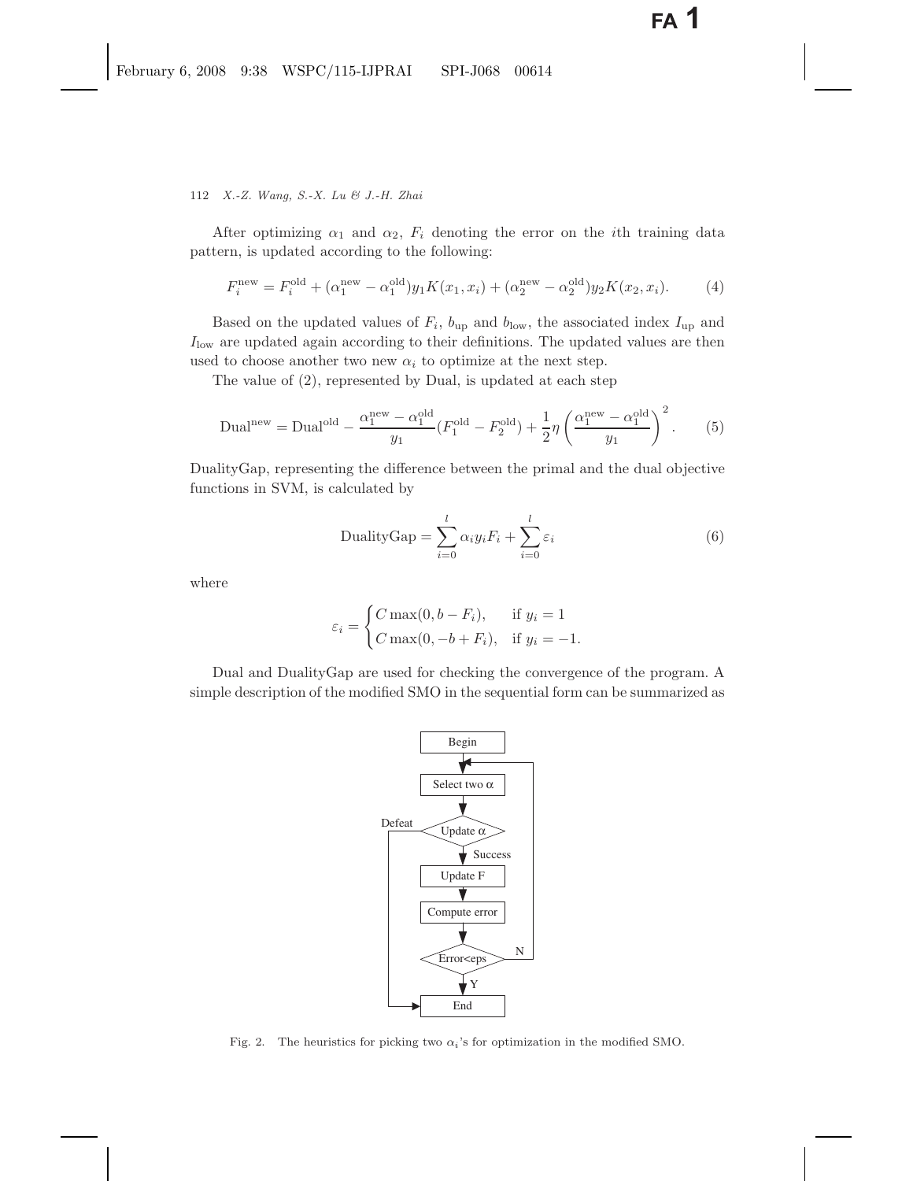After optimizing $\alpha_1$ and $\alpha_2$, $F_i$ denoting the error on the $i$th training data pattern, is updated according to the following:

$$F_i^{\text{new}} = F_i^{\text{old}} + (\alpha_1^{\text{new}} - \alpha_1^{\text{old}})y_1 K(x_1, x_i) + (\alpha_2^{\text{new}} - \alpha_2^{\text{old}})y_2 K(x_2, x_i). \tag{4}$$

Based on the updated values of $F_i$, $b_{\text{up}}$ and $b_{\text{low}}$, the associated index $I_{\text{up}}$ and $I_{\text{low}}$ are updated again according to their definitions. The updated values are then used to choose another two new $\alpha_i$ to optimize at the next step.

The value of (2), represented by Dual, is updated at each step

$$\text{Dual}^{\text{new}} = \text{Dual}^{\text{old}} - \frac{\alpha_1^{\text{new}} - \alpha_1^{\text{old}}}{y_1}(F_1^{\text{old}} - F_2^{\text{old}}) + \frac{1}{2}\eta\left(\frac{\alpha_1^{\text{new}} - \alpha_1^{\text{old}}}{y_1}\right)^2. \tag{5}$$

DualityGap, representing the difference between the primal and the dual objective functions in SVM, is calculated by

$$\text{DualityGap} = \sum_{i=0}^{l} \alpha_i y_i F_i + \sum_{i=0}^{l} \varepsilon_i \tag{6}$$

where

$$\varepsilon_i = \begin{cases} C\max(0, b - F_i), & \text{if } y_i = 1 \\ C\max(0, -b + F_i), & \text{if } y_i = -1. \end{cases}$$

Dual and DualityGap are used for checking the convergence of the program. A simple description of the modified SMO in the sequential form can be summarized as

Fig. 2. The heuristics for picking two $\alpha_i$'s for optimization in the modified SMO.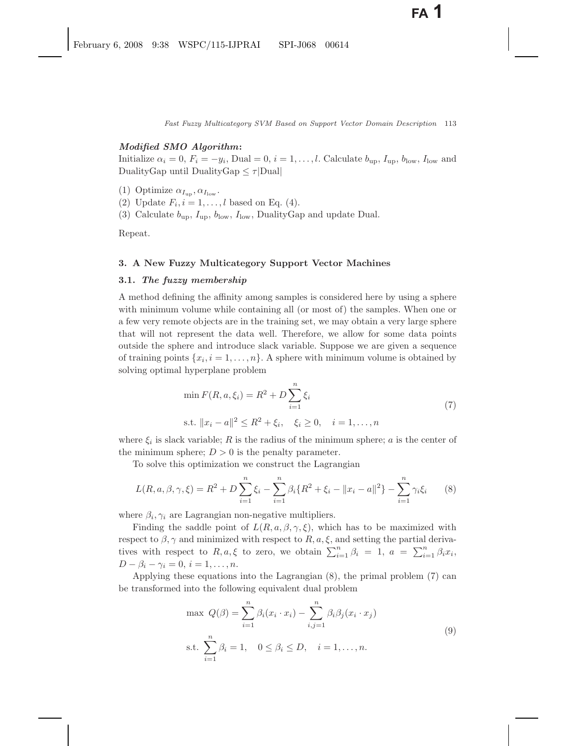***Modified SMO Algorithm*:**
Initialize $\alpha_i = 0$, $F_i = -y_i$, Dual $= 0$, $i = 1, \ldots, l$. Calculate $b_{\text{up}}$, $I_{\text{up}}$, $b_{\text{low}}$, $I_{\text{low}}$ and DualityGap until DualityGap $\leq \tau|\text{Dual}|$

(1) Optimize $\alpha_{I_{\text{up}}}, \alpha_{I_{\text{low}}}$.
(2) Update $F_i, i = 1, \ldots, l$ based on Eq. (4).
(3) Calculate $b_{\text{up}}$, $I_{\text{up}}$, $b_{\text{low}}$, $I_{\text{low}}$, DualityGap and update Dual.

Repeat.

## 3. A New Fuzzy Multicategory Support Vector Machines

### 3.1. *The fuzzy membership*

A method defining the affinity among samples is considered here by using a sphere with minimum volume while containing all (or most of) the samples. When one or a few very remote objects are in the training set, we may obtain a very large sphere that will not represent the data well. Therefore, we allow for some data points outside the sphere and introduce slack variable. Suppose we are given a sequence of training points $\{x_i, i = 1, \ldots, n\}$. A sphere with minimum volume is obtained by solving optimal hyperplane problem

$$\begin{aligned} &\min F(R, a, \xi_i) = R^2 + D\sum_{i=1}^{n} \xi_i \\ &\text{s.t. } \|x_i - a\|^2 \leq R^2 + \xi_i, \quad \xi_i \geq 0, \quad i = 1, \ldots, n \end{aligned} \tag{7}$$

where $\xi_i$ is slack variable; $R$ is the radius of the minimum sphere; $a$ is the center of the minimum sphere; $D > 0$ is the penalty parameter.

To solve this optimization we construct the Lagrangian

$$L(R, a, \beta, \gamma, \xi) = R^2 + D\sum_{i=1}^{n} \xi_i - \sum_{i=1}^{n} \beta_i\{R^2 + \xi_i - \|x_i - a\|^2\} - \sum_{i=1}^{n} \gamma_i \xi_i \tag{8}$$

where $\beta_i, \gamma_i$ are Lagrangian non-negative multipliers.

Finding the saddle point of $L(R, a, \beta, \gamma, \xi)$, which has to be maximized with respect to $\beta, \gamma$ and minimized with respect to $R, a, \xi$, and setting the partial derivatives with respect to $R, a, \xi$ to zero, we obtain $\sum_{i=1}^{n} \beta_i = 1$, $a = \sum_{i=1}^{n} \beta_i x_i$, $D - \beta_i - \gamma_i = 0$, $i = 1, \ldots, n$.

Applying these equations into the Lagrangian (8), the primal problem (7) can be transformed into the following equivalent dual problem

$$\begin{aligned} &\max\ Q(\beta) = \sum_{i=1}^{n} \beta_i (x_i \cdot x_i) - \sum_{i,j=1}^{n} \beta_i \beta_j (x_i \cdot x_j) \\ &\text{s.t. } \sum_{i=1}^{n} \beta_i = 1, \quad 0 \leq \beta_i \leq D, \quad i = 1, \ldots, n. \end{aligned} \tag{9}$$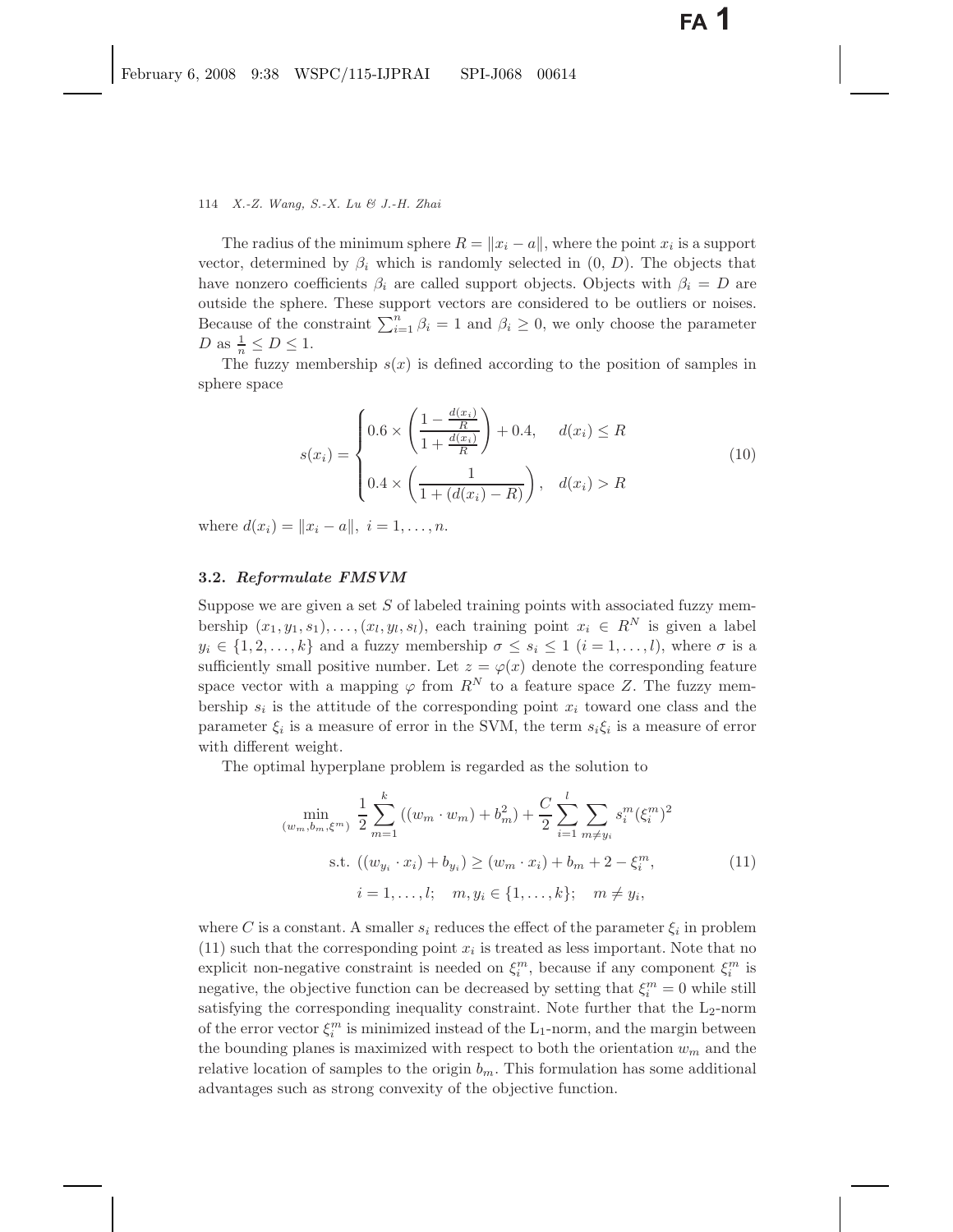The radius of the minimum sphere $R = \|x_i - a\|$, where the point $x_i$ is a support vector, determined by $\beta_i$ which is randomly selected in $(0, D)$. The objects that have nonzero coefficients $\beta_i$ are called support objects. Objects with $\beta_i = D$ are outside the sphere. These support vectors are considered to be outliers or noises. Because of the constraint $\sum_{i=1}^{n} \beta_i = 1$ and $\beta_i \geq 0$, we only choose the parameter $D$ as $\frac{1}{n} \leq D \leq 1$.

The fuzzy membership $s(x)$ is defined according to the position of samples in sphere space

$$
s(x_i) = \begin{cases} 0.6 \times \left( \dfrac{1 - \frac{d(x_i)}{R}}{1 + \frac{d(x_i)}{R}} \right) + 0.4, & d(x_i) \leq R \\[2ex] 0.4 \times \left( \dfrac{1}{1 + (d(x_i) - R)} \right), & d(x_i) > R \end{cases} \tag{10}
$$

where $d(x_i) = \|x_i - a\|$, $i = 1, \ldots, n$.

### 3.2. *Reformulate FMSVM*

Suppose we are given a set $S$ of labeled training points with associated fuzzy membership $(x_1, y_1, s_1), \ldots, (x_l, y_l, s_l)$, each training point $x_i \in R^N$ is given a label $y_i \in \{1, 2, \ldots, k\}$ and a fuzzy membership $\sigma \leq s_i \leq 1$ $(i = 1, \ldots, l)$, where $\sigma$ is a sufficiently small positive number. Let $z = \varphi(x)$ denote the corresponding feature space vector with a mapping $\varphi$ from $R^N$ to a feature space $Z$. The fuzzy membership $s_i$ is the attitude of the corresponding point $x_i$ toward one class and the parameter $\xi_i$ is a measure of error in the SVM, the term $s_i \xi_i$ is a measure of error with different weight.

The optimal hyperplane problem is regarded as the solution to

$$
\begin{aligned}
\min_{(w_m, b_m, \xi^m)} \; & \frac{1}{2} \sum_{m=1}^{k} ((w_m \cdot w_m) + b_m^2) + \frac{C}{2} \sum_{i=1}^{l} \sum_{m \neq y_i} s_i^m (\xi_i^m)^2 \\
\text{s.t. } & ((w_{y_i} \cdot x_i) + b_{y_i}) \geq (w_m \cdot x_i) + b_m + 2 - \xi_i^m, \\
& i = 1, \ldots, l; \quad m, y_i \in \{1, \ldots, k\}; \quad m \neq y_i,
\end{aligned} \tag{11}
$$

where $C$ is a constant. A smaller $s_i$ reduces the effect of the parameter $\xi_i$ in problem (11) such that the corresponding point $x_i$ is treated as less important. Note that no explicit non-negative constraint is needed on $\xi_i^m$, because if any component $\xi_i^m$ is negative, the objective function can be decreased by setting that $\xi_i^m = 0$ while still satisfying the corresponding inequality constraint. Note further that the $L_2$-norm of the error vector $\xi_i^m$ is minimized instead of the $L_1$-norm, and the margin between the bounding planes is maximized with respect to both the orientation $w_m$ and the relative location of samples to the origin $b_m$. This formulation has some additional advantages such as strong convexity of the objective function.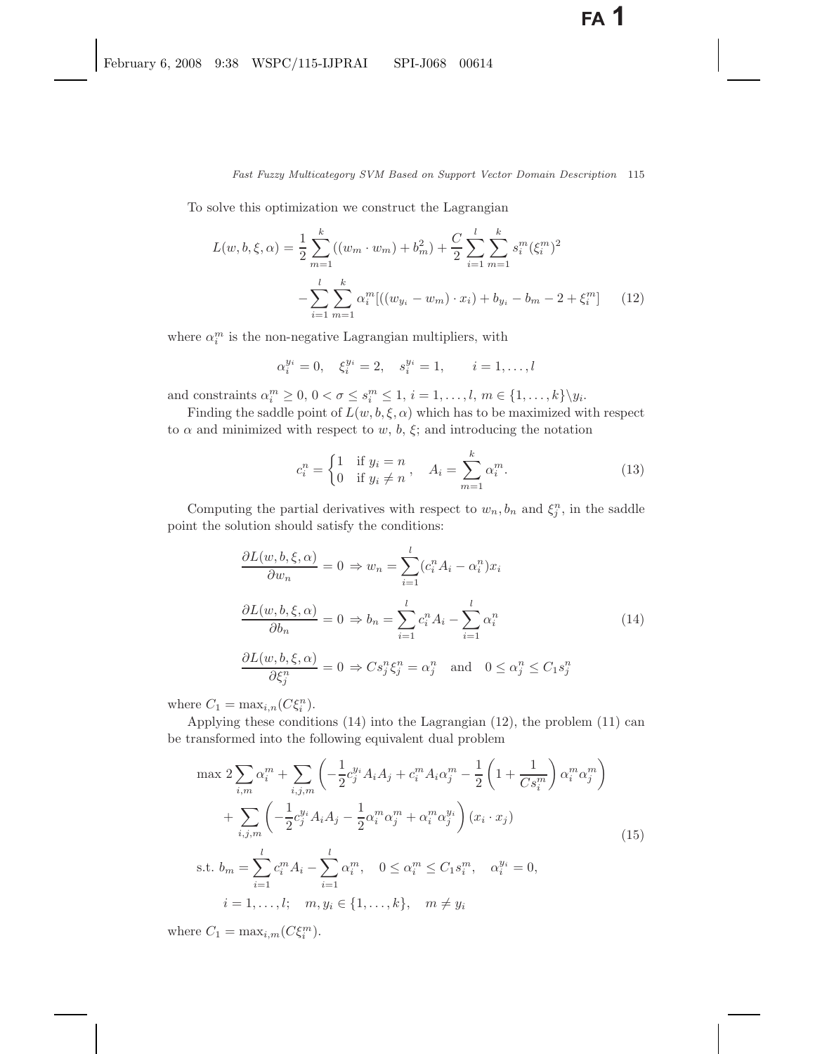To solve this optimization we construct the Lagrangian

$$L(w, b, \xi, \alpha) = \frac{1}{2}\sum_{m=1}^{k}((w_m \cdot w_m) + b_m^2) + \frac{C}{2}\sum_{i=1}^{l}\sum_{m=1}^{k} s_i^m (\xi_i^m)^2 - \sum_{i=1}^{l}\sum_{m=1}^{k} \alpha_i^m [((w_{y_i} - w_m) \cdot x_i) + b_{y_i} - b_m - 2 + \xi_i^m] \tag{12}$$

where $\alpha_i^m$ is the non-negative Lagrangian multipliers, with

$$\alpha_i^{y_i} = 0, \quad \xi_i^{y_i} = 2, \quad s_i^{y_i} = 1, \qquad i = 1, \ldots, l$$

and constraints $\alpha_i^m \geq 0$, $0 < \sigma \leq s_i^m \leq 1$, $i = 1, \ldots, l$, $m \in \{1, \ldots, k\}\backslash y_i$.

Finding the saddle point of $L(w, b, \xi, \alpha)$ which has to be maximized with respect to $\alpha$ and minimized with respect to $w$, $b$, $\xi$; and introducing the notation

$$c_i^n = \begin{cases} 1 & \text{if } y_i = n \\ 0 & \text{if } y_i \neq n \end{cases}, \quad A_i = \sum_{m=1}^{k} \alpha_i^m. \tag{13}$$

Computing the partial derivatives with respect to $w_n, b_n$ and $\xi_j^n$, in the saddle point the solution should satisfy the conditions:

$$\begin{aligned}
&\frac{\partial L(w, b, \xi, \alpha)}{\partial w_n} = 0 \Rightarrow w_n = \sum_{i=1}^{l}(c_i^n A_i - \alpha_i^n)x_i \\
&\frac{\partial L(w, b, \xi, \alpha)}{\partial b_n} = 0 \Rightarrow b_n = \sum_{i=1}^{l} c_i^n A_i - \sum_{i=1}^{l} \alpha_i^n \\
&\frac{\partial L(w, b, \xi, \alpha)}{\partial \xi_j^n} = 0 \Rightarrow C s_j^n \xi_j^n = \alpha_j^n \quad \text{and} \quad 0 \leq \alpha_j^n \leq C_1 s_j^n
\end{aligned} \tag{14}$$

where $C_1 = \max_{i,n}(C\xi_i^n)$.

Applying these conditions (14) into the Lagrangian (12), the problem (11) can be transformed into the following equivalent dual problem

$$\begin{aligned}
\max\ & 2\sum_{i,m} \alpha_i^m + \sum_{i,j,m}\left(-\frac{1}{2}c_j^{y_i} A_i A_j + c_i^m A_i \alpha_j^m - \frac{1}{2}\left(1 + \frac{1}{C s_i^m}\right)\alpha_i^m \alpha_j^m\right) \\
& + \sum_{i,j,m}\left(-\frac{1}{2}c_j^{y_i} A_i A_j - \frac{1}{2}\alpha_i^m \alpha_j^m + \alpha_i^m \alpha_j^{y_i}\right)(x_i \cdot x_j) \\
\text{s.t. } & b_m = \sum_{i=1}^{l} c_i^m A_i - \sum_{i=1}^{l} \alpha_i^m, \quad 0 \leq \alpha_i^m \leq C_1 s_i^m, \quad \alpha_i^{y_i} = 0, \\
& i = 1, \ldots, l; \quad m, y_i \in \{1, \ldots, k\}, \quad m \neq y_i
\end{aligned} \tag{15}$$

where $C_1 = \max_{i,m}(C\xi_i^m)$.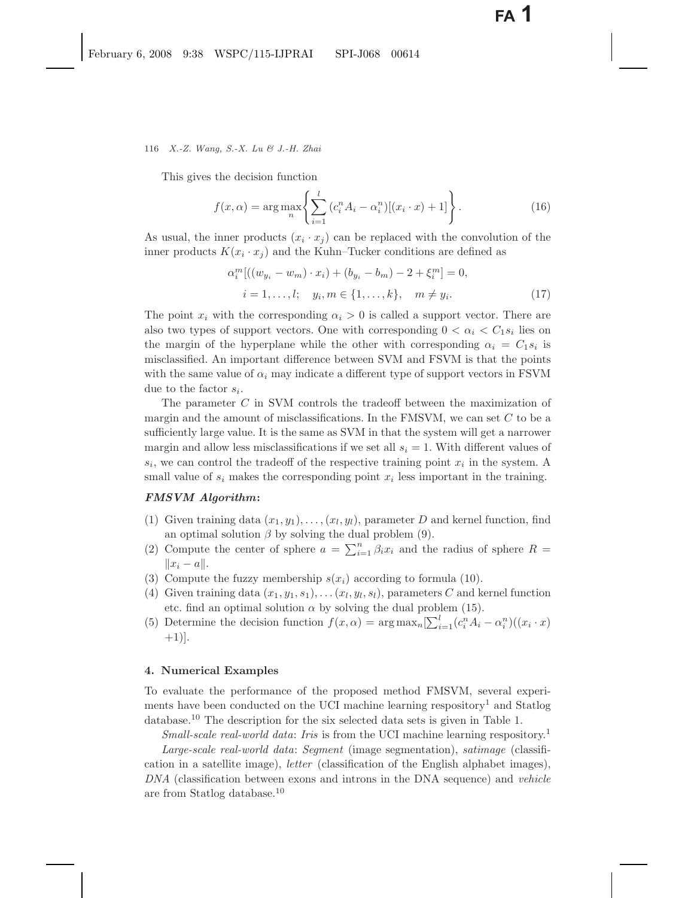This gives the decision function

$$f(x, \alpha) = \arg\max_{n} \left\{ \sum_{i=1}^{l} (c_i^n A_i - \alpha_i^n)[(x_i \cdot x) + 1] \right\}. \tag{16}$$

As usual, the inner products $(x_i \cdot x_j)$ can be replaced with the convolution of the inner products $K(x_i \cdot x_j)$ and the Kuhn–Tucker conditions are defined as

$$\alpha_i^m[((w_{y_i} - w_m) \cdot x_i) + (b_{y_i} - b_m) - 2 + \xi_i^m] = 0,$$
$$i = 1, \ldots, l; \quad y_i, m \in \{1, \ldots, k\}, \quad m \neq y_i. \tag{17}$$

The point $x_i$ with the corresponding $\alpha_i > 0$ is called a support vector. There are also two types of support vectors. One with corresponding $0 < \alpha_i < C_1 s_i$ lies on the margin of the hyperplane while the other with corresponding $\alpha_i = C_1 s_i$ is misclassified. An important difference between SVM and FSVM is that the points with the same value of $\alpha_i$ may indicate a different type of support vectors in FSVM due to the factor $s_i$.

The parameter $C$ in SVM controls the tradeoff between the maximization of margin and the amount of misclassifications. In the FMSVM, we can set $C$ to be a sufficiently large value. It is the same as SVM in that the system will get a narrower margin and allow less misclassifications if we set all $s_i = 1$. With different values of $s_i$, we can control the tradeoff of the respective training point $x_i$ in the system. A small value of $s_i$ makes the corresponding point $x_i$ less important in the training.

***FMSVM Algorithm*:**

(1) Given training data $(x_1, y_1), \ldots, (x_l, y_l)$, parameter $D$ and kernel function, find an optimal solution $\beta$ by solving the dual problem (9).
(2) Compute the center of sphere $a = \sum_{i=1}^{n} \beta_i x_i$ and the radius of sphere $R = \|x_i - a\|$.
(3) Compute the fuzzy membership $s(x_i)$ according to formula (10).
(4) Given training data $(x_1, y_1, s_1), \ldots (x_l, y_l, s_l)$, parameters $C$ and kernel function etc. find an optimal solution $\alpha$ by solving the dual problem (15).
(5) Determine the decision function $f(x, \alpha) = \arg\max_n [\sum_{i=1}^{l} (c_i^n A_i - \alpha_i^n)((x_i \cdot x) + 1)]$.

## 4. Numerical Examples

To evaluate the performance of the proposed method FMSVM, several experiments have been conducted on the UCI machine learning respository[1] and Statlog database.[10] The description for the six selected data sets is given in Table 1.

*Small-scale real-world data*: *Iris* is from the UCI machine learning respository.[1]

*Large-scale real-world data*: *Segment* (image segmentation), *satimage* (classification in a satellite image), *letter* (classification of the English alphabet images), *DNA* (classification between exons and introns in the DNA sequence) and *vehicle* are from Statlog database.[10]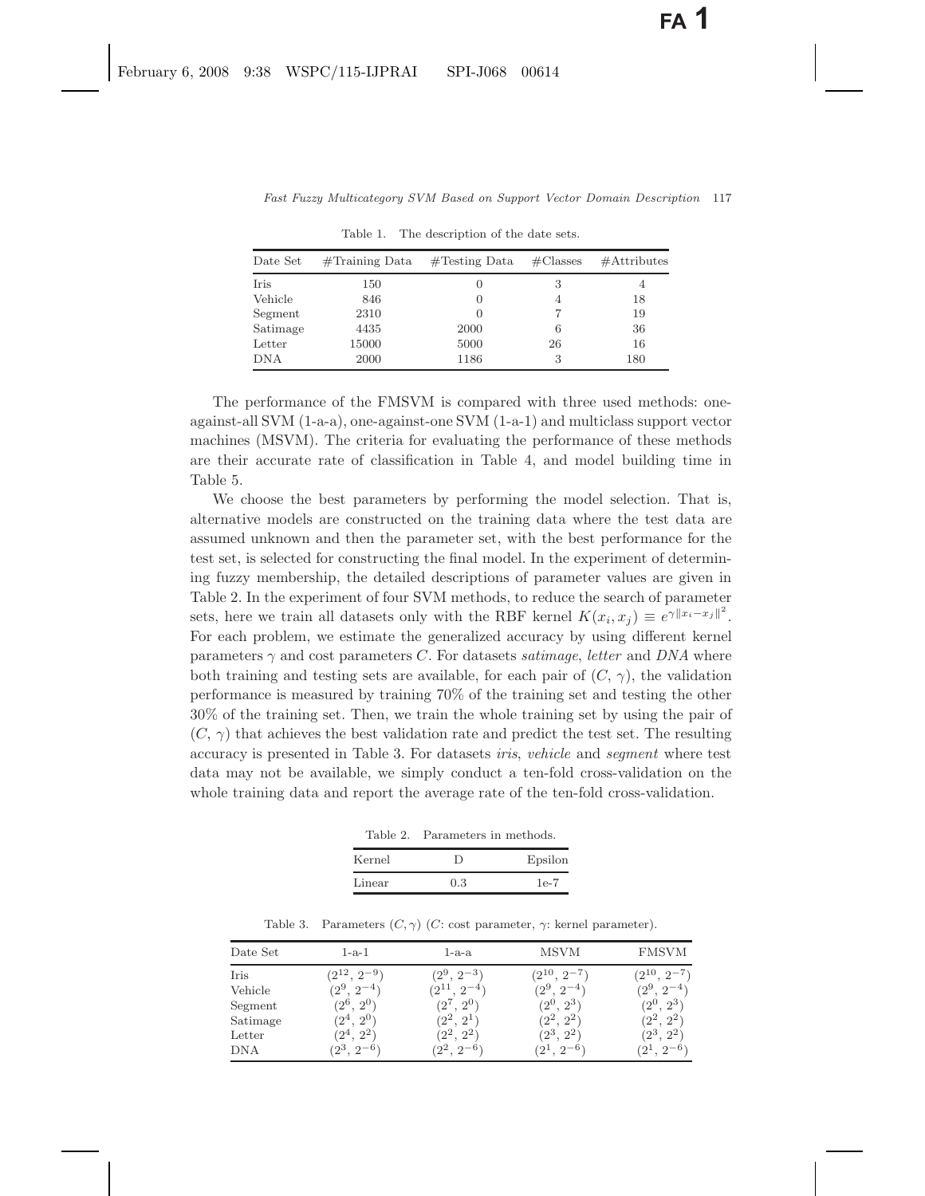Table 1. The description of the date sets.

| Date Set | #Training Data | #Testing Data | #Classes | #Attributes |
|---|---|---|---|---|
| Iris | 150 | 0 | 3 | 4 |
| Vehicle | 846 | 0 | 4 | 18 |
| Segment | 2310 | 0 | 7 | 19 |
| Satimage | 4435 | 2000 | 6 | 36 |
| Letter | 15000 | 5000 | 26 | 16 |
| DNA | 2000 | 1186 | 3 | 180 |

The performance of the FMSVM is compared with three used methods: one-against-all SVM (1-a-a), one-against-one SVM (1-a-1) and multiclass support vector machines (MSVM). The criteria for evaluating the performance of these methods are their accurate rate of classification in Table 4, and model building time in Table 5.

We choose the best parameters by performing the model selection. That is, alternative models are constructed on the training data where the test data are assumed unknown and then the parameter set, with the best performance for the test set, is selected for constructing the final model. In the experiment of determining fuzzy membership, the detailed descriptions of parameter values are given in Table 2. In the experiment of four SVM methods, to reduce the search of parameter sets, here we train all datasets only with the RBF kernel $K(x_i, x_j) \equiv e^{\gamma\|x_i - x_j\|^2}$. For each problem, we estimate the generalized accuracy by using different kernel parameters $\gamma$ and cost parameters $C$. For datasets *satimage*, *letter* and *DNA* where both training and testing sets are available, for each pair of $(C, \gamma)$, the validation performance is measured by training 70% of the training set and testing the other 30% of the training set. Then, we train the whole training set by using the pair of $(C, \gamma)$ that achieves the best validation rate and predict the test set. The resulting accuracy is presented in Table 3. For datasets *iris*, *vehicle* and *segment* where test data may not be available, we simply conduct a ten-fold cross-validation on the whole training data and report the average rate of the ten-fold cross-validation.

Table 2. Parameters in methods.

| Kernel | D | Epsilon |
|---|---|---|
| Linear | 0.3 | 1e-7 |

Table 3. Parameters $(C, \gamma)$ ($C$: cost parameter, $\gamma$: kernel parameter).

| Date Set | 1-a-1 | 1-a-a | MSVM | FMSVM |
|---|---|---|---|---|
| Iris | $(2^{12}, 2^{-9})$ | $(2^{9}, 2^{-3})$ | $(2^{10}, 2^{-7})$ | $(2^{10}, 2^{-7})$ |
| Vehicle | $(2^{9}, 2^{-4})$ | $(2^{11}, 2^{-4})$ | $(2^{9}, 2^{-4})$ | $(2^{9}, 2^{-4})$ |
| Segment | $(2^{6}, 2^{0})$ | $(2^{7}, 2^{0})$ | $(2^{0}, 2^{3})$ | $(2^{0}, 2^{3})$ |
| Satimage | $(2^{4}, 2^{0})$ | $(2^{2}, 2^{1})$ | $(2^{2}, 2^{2})$ | $(2^{2}, 2^{2})$ |
| Letter | $(2^{4}, 2^{2})$ | $(2^{2}, 2^{2})$ | $(2^{3}, 2^{2})$ | $(2^{3}, 2^{2})$ |
| DNA | $(2^{3}, 2^{-6})$ | $(2^{2}, 2^{-6})$ | $(2^{1}, 2^{-6})$ | $(2^{1}, 2^{-6})$ |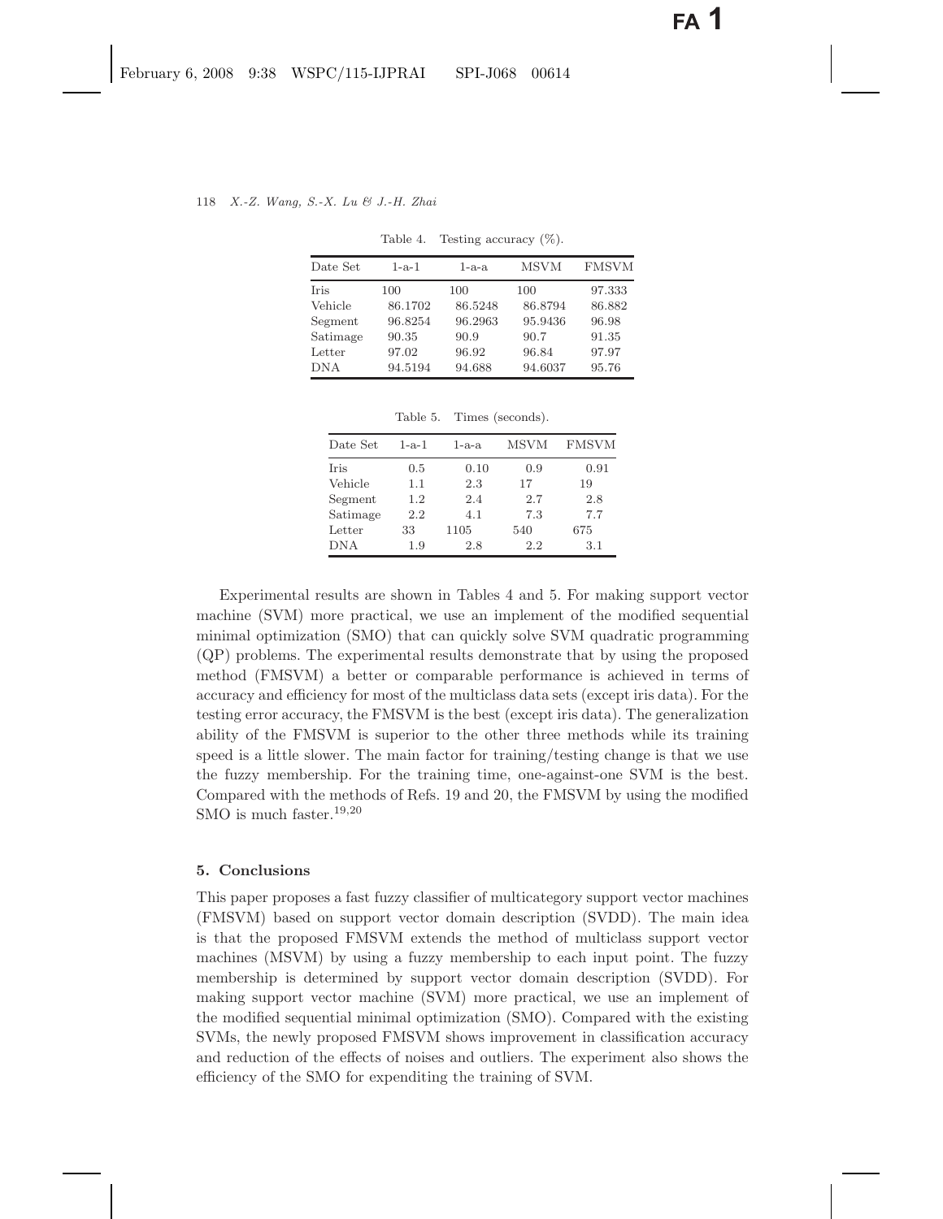Table 4. Testing accuracy (%).

| Date Set | 1-a-1 | 1-a-a | MSVM | FMSVM |
|---|---|---|---|---|
| Iris | 100 | 100 | 100 | 97.333 |
| Vehicle | 86.1702 | 86.5248 | 86.8794 | 86.882 |
| Segment | 96.8254 | 96.2963 | 95.9436 | 96.98 |
| Satimage | 90.35 | 90.9 | 90.7 | 91.35 |
| Letter | 97.02 | 96.92 | 96.84 | 97.97 |
| DNA | 94.5194 | 94.688 | 94.6037 | 95.76 |

Table 5. Times (seconds).

| Date Set | 1-a-1 | 1-a-a | MSVM | FMSVM |
|---|---|---|---|---|
| Iris | 0.5 | 0.10 | 0.9 | 0.91 |
| Vehicle | 1.1 | 2.3 | 17 | 19 |
| Segment | 1.2 | 2.4 | 2.7 | 2.8 |
| Satimage | 2.2 | 4.1 | 7.3 | 7.7 |
| Letter | 33 | 1105 | 540 | 675 |
| DNA | 1.9 | 2.8 | 2.2 | 3.1 |

Experimental results are shown in Tables 4 and 5. For making support vector machine (SVM) more practical, we use an implement of the modified sequential minimal optimization (SMO) that can quickly solve SVM quadratic programming (QP) problems. The experimental results demonstrate that by using the proposed method (FMSVM) a better or comparable performance is achieved in terms of accuracy and efficiency for most of the multiclass data sets (except iris data). For the testing error accuracy, the FMSVM is the best (except iris data). The generalization ability of the FMSVM is superior to the other three methods while its training speed is a little slower. The main factor for training/testing change is that we use the fuzzy membership. For the training time, one-against-one SVM is the best. Compared with the methods of Refs. 19 and 20, the FMSVM by using the modified SMO is much faster.[19,20]

## 5. Conclusions

This paper proposes a fast fuzzy classifier of multicategory support vector machines (FMSVM) based on support vector domain description (SVDD). The main idea is that the proposed FMSVM extends the method of multiclass support vector machines (MSVM) by using a fuzzy membership to each input point. The fuzzy membership is determined by support vector domain description (SVDD). For making support vector machine (SVM) more practical, we use an implement of the modified sequential minimal optimization (SMO). Compared with the existing SVMs, the newly proposed FMSVM shows improvement in classification accuracy and reduction of the effects of noises and outliers. The experiment also shows the efficiency of the SMO for expenditing the training of SVM.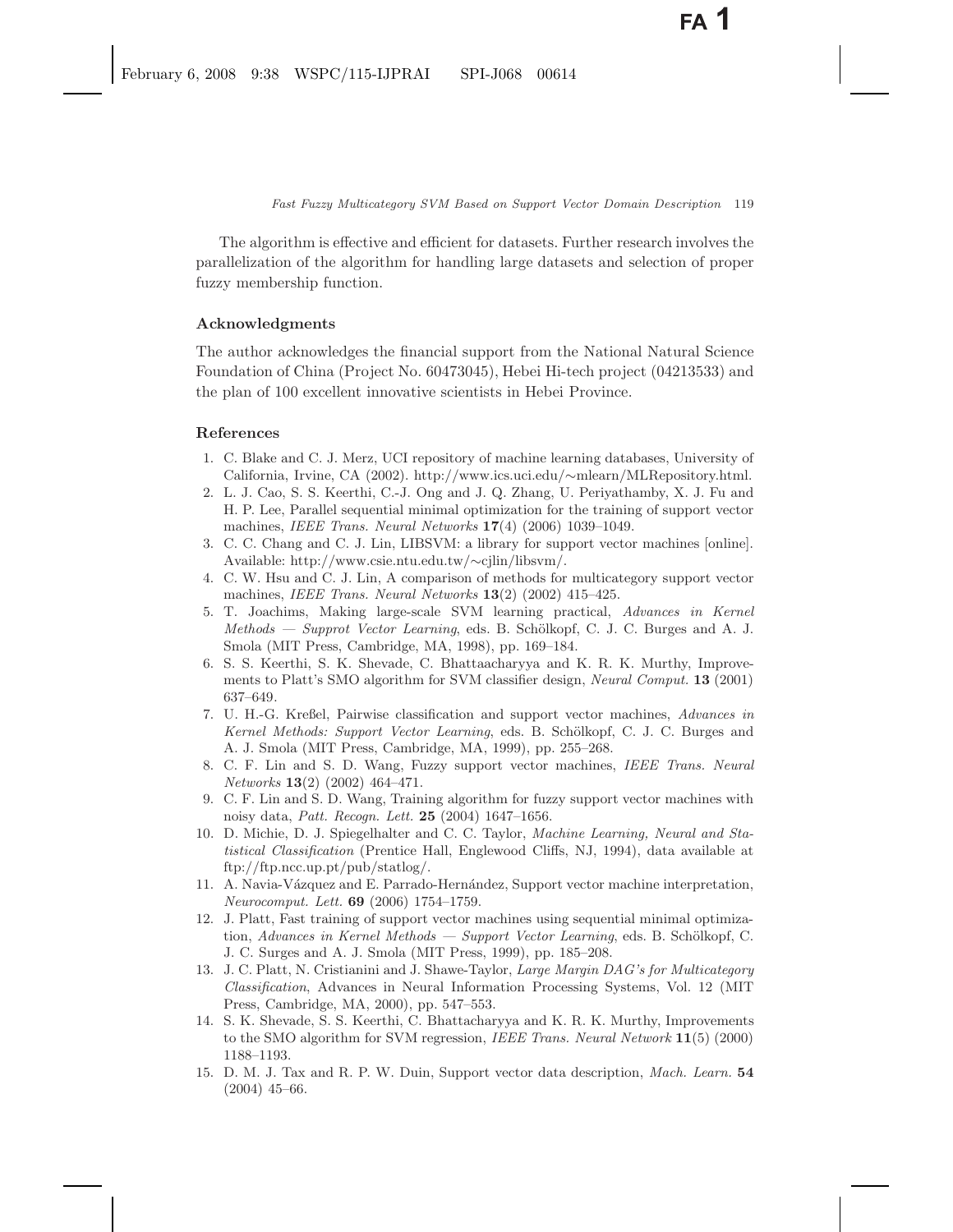The algorithm is effective and efficient for datasets. Further research involves the parallelization of the algorithm for handling large datasets and selection of proper fuzzy membership function.

### Acknowledgments

The author acknowledges the financial support from the National Natural Science Foundation of China (Project No. 60473045), Hebei Hi-tech project (04213533) and the plan of 100 excellent innovative scientists in Hebei Province.

### References

1. C. Blake and C. J. Merz, UCI repository of machine learning databases, University of California, Irvine, CA (2002). http://www.ics.uci.edu/∼mlearn/MLRepository.html.
2. L. J. Cao, S. S. Keerthi, C.-J. Ong and J. Q. Zhang, U. Periyathamby, X. J. Fu and H. P. Lee, Parallel sequential minimal optimization for the training of support vector machines, *IEEE Trans. Neural Networks* **17**(4) (2006) 1039–1049.
3. C. C. Chang and C. J. Lin, LIBSVM: a library for support vector machines [online]. Available: http://www.csie.ntu.edu.tw/∼cjlin/libsvm/.
4. C. W. Hsu and C. J. Lin, A comparison of methods for multicategory support vector machines, *IEEE Trans. Neural Networks* **13**(2) (2002) 415–425.
5. T. Joachims, Making large-scale SVM learning practical, *Advances in Kernel Methods — Supprot Vector Learning*, eds. B. Schölkopf, C. J. C. Burges and A. J. Smola (MIT Press, Cambridge, MA, 1998), pp. 169–184.
6. S. S. Keerthi, S. K. Shevade, C. Bhattaacharyya and K. R. K. Murthy, Improvements to Platt's SMO algorithm for SVM classifier design, *Neural Comput.* **13** (2001) 637–649.
7. U. H.-G. Kreßel, Pairwise classification and support vector machines, *Advances in Kernel Methods: Support Vector Learning*, eds. B. Schölkopf, C. J. C. Burges and A. J. Smola (MIT Press, Cambridge, MA, 1999), pp. 255–268.
8. C. F. Lin and S. D. Wang, Fuzzy support vector machines, *IEEE Trans. Neural Networks* **13**(2) (2002) 464–471.
9. C. F. Lin and S. D. Wang, Training algorithm for fuzzy support vector machines with noisy data, *Patt. Recogn. Lett.* **25** (2004) 1647–1656.
10. D. Michie, D. J. Spiegelhalter and C. C. Taylor, *Machine Learning, Neural and Statistical Classification* (Prentice Hall, Englewood Cliffs, NJ, 1994), data available at ftp://ftp.ncc.up.pt/pub/statlog/.
11. A. Navia-Vázquez and E. Parrado-Hernández, Support vector machine interpretation, *Neurocomput. Lett.* **69** (2006) 1754–1759.
12. J. Platt, Fast training of support vector machines using sequential minimal optimization, *Advances in Kernel Methods — Support Vector Learning*, eds. B. Schölkopf, C. J. C. Surges and A. J. Smola (MIT Press, 1999), pp. 185–208.
13. J. C. Platt, N. Cristianini and J. Shawe-Taylor, *Large Margin DAG's for Multicategory Classification*, Advances in Neural Information Processing Systems, Vol. 12 (MIT Press, Cambridge, MA, 2000), pp. 547–553.
14. S. K. Shevade, S. S. Keerthi, C. Bhattacharyya and K. R. K. Murthy, Improvements to the SMO algorithm for SVM regression, *IEEE Trans. Neural Network* **11**(5) (2000) 1188–1193.
15. D. M. J. Tax and R. P. W. Duin, Support vector data description, *Mach. Learn.* **54** (2004) 45–66.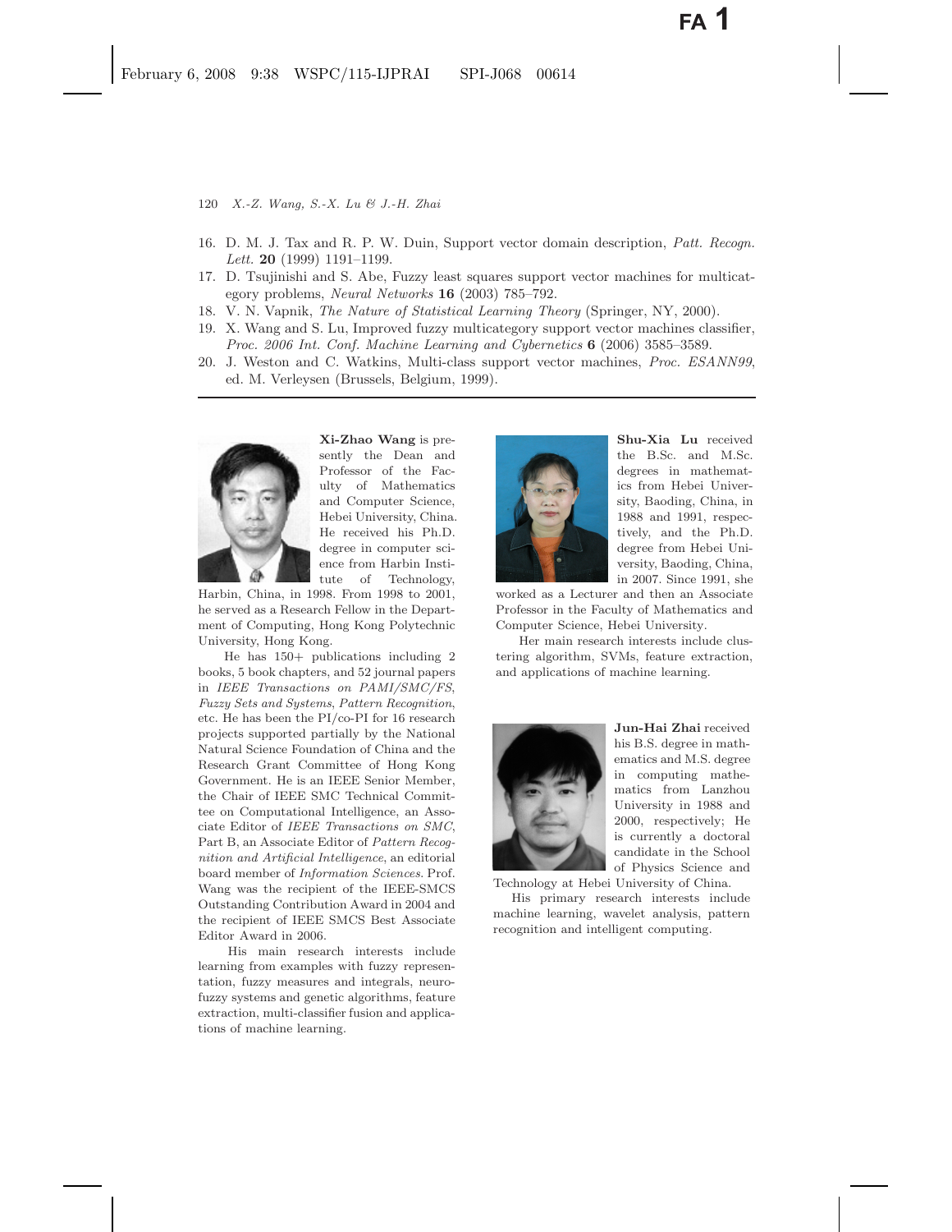16. D. M. J. Tax and R. P. W. Duin, Support vector domain description, *Patt. Recogn. Lett.* **20** (1999) 1191–1199.
17. D. Tsujinishi and S. Abe, Fuzzy least squares support vector machines for multicategory problems, *Neural Networks* **16** (2003) 785–792.
18. V. N. Vapnik, *The Nature of Statistical Learning Theory* (Springer, NY, 2000).
19. X. Wang and S. Lu, Improved fuzzy multicategory support vector machines classifier, *Proc. 2006 Int. Conf. Machine Learning and Cybernetics* **6** (2006) 3585–3589.
20. J. Weston and C. Watkins, Multi-class support vector machines, *Proc. ESANN99*, ed. M. Verleysen (Brussels, Belgium, 1999).

---

**Xi-Zhao Wang** is presently the Dean and Professor of the Faculty of Mathematics and Computer Science, Hebei University, China. He received his Ph.D. degree in computer science from Harbin Institute of Technology, Harbin, China, in 1998. From 1998 to 2001, he served as a Research Fellow in the Department of Computing, Hong Kong Polytechnic University, Hong Kong.

He has 150+ publications including 2 books, 5 book chapters, and 52 journal papers in *IEEE Transactions on PAMI/SMC/FS*, *Fuzzy Sets and Systems*, *Pattern Recognition*, etc. He has been the PI/co-PI for 16 research projects supported partially by the National Natural Science Foundation of China and the Research Grant Committee of Hong Kong Government. He is an IEEE Senior Member, the Chair of IEEE SMC Technical Committee on Computational Intelligence, an Associate Editor of *IEEE Transactions on SMC*, Part B, an Associate Editor of *Pattern Recognition and Artificial Intelligence*, an editorial board member of *Information Sciences*. Prof. Wang was the recipient of the IEEE-SMCS Outstanding Contribution Award in 2004 and the recipient of IEEE SMCS Best Associate Editor Award in 2006.

His main research interests include learning from examples with fuzzy representation, fuzzy measures and integrals, neurofuzzy systems and genetic algorithms, feature extraction, multi-classifier fusion and applications of machine learning.

**Shu-Xia Lu** received the B.Sc. and M.Sc. degrees in mathematics from Hebei University, Baoding, China, in 1988 and 1991, respectively, and the Ph.D. degree from Hebei University, Baoding, China, in 2007. Since 1991, she worked as a Lecturer and then an Associate Professor in the Faculty of Mathematics and Computer Science, Hebei University.

Her main research interests include clustering algorithm, SVMs, feature extraction, and applications of machine learning.

**Jun-Hai Zhai** received his B.S. degree in mathematics and M.S. degree in computing mathematics from Lanzhou University in 1988 and 2000, respectively; He is currently a doctoral candidate in the School of Physics Science and Technology at Hebei University of China.

His primary research interests include machine learning, wavelet analysis, pattern recognition and intelligent computing.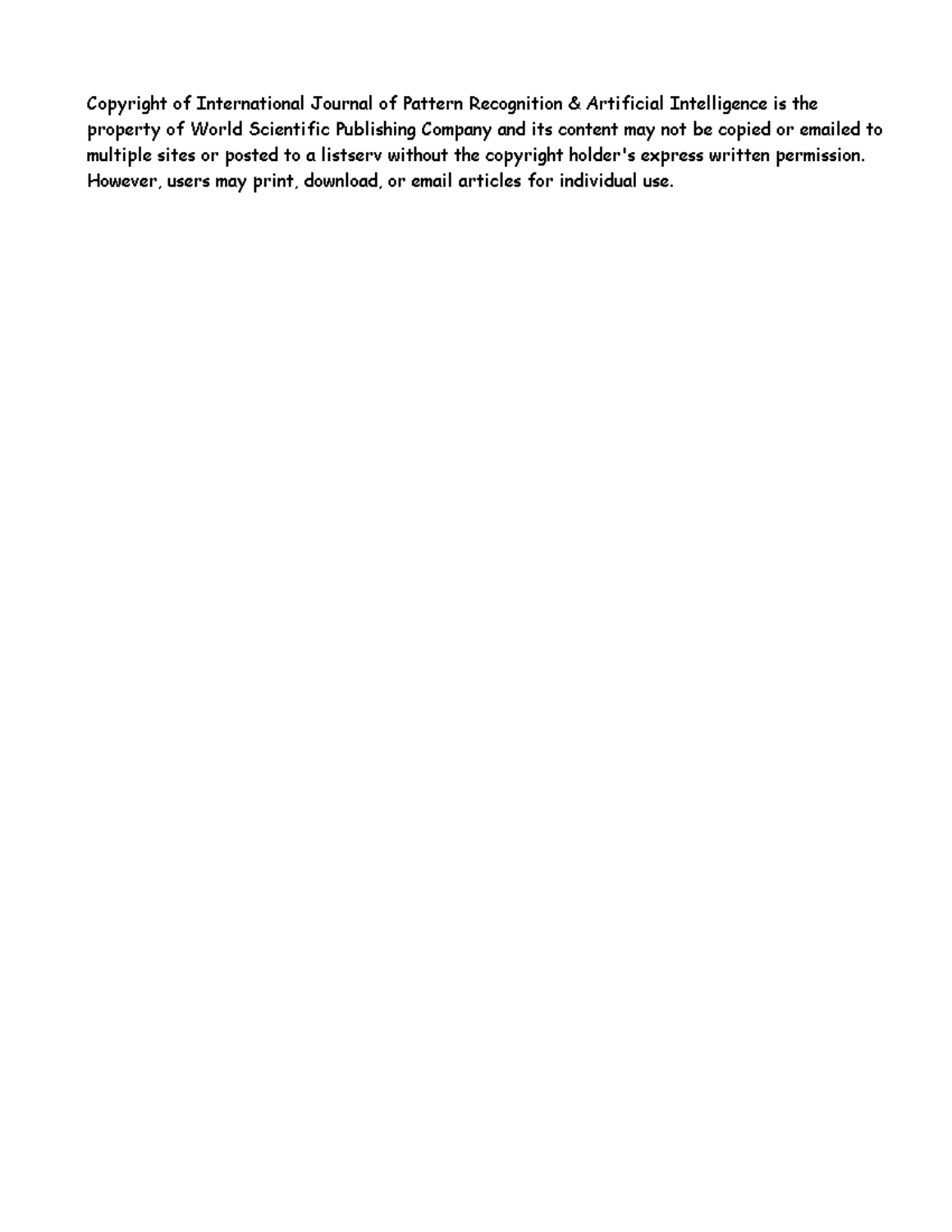Copyright of International Journal of Pattern Recognition & Artificial Intelligence is the property of World Scientific Publishing Company and its content may not be copied or emailed to multiple sites or posted to a listserv without the copyright holder's express written permission. However, users may print, download, or email articles for individual use.